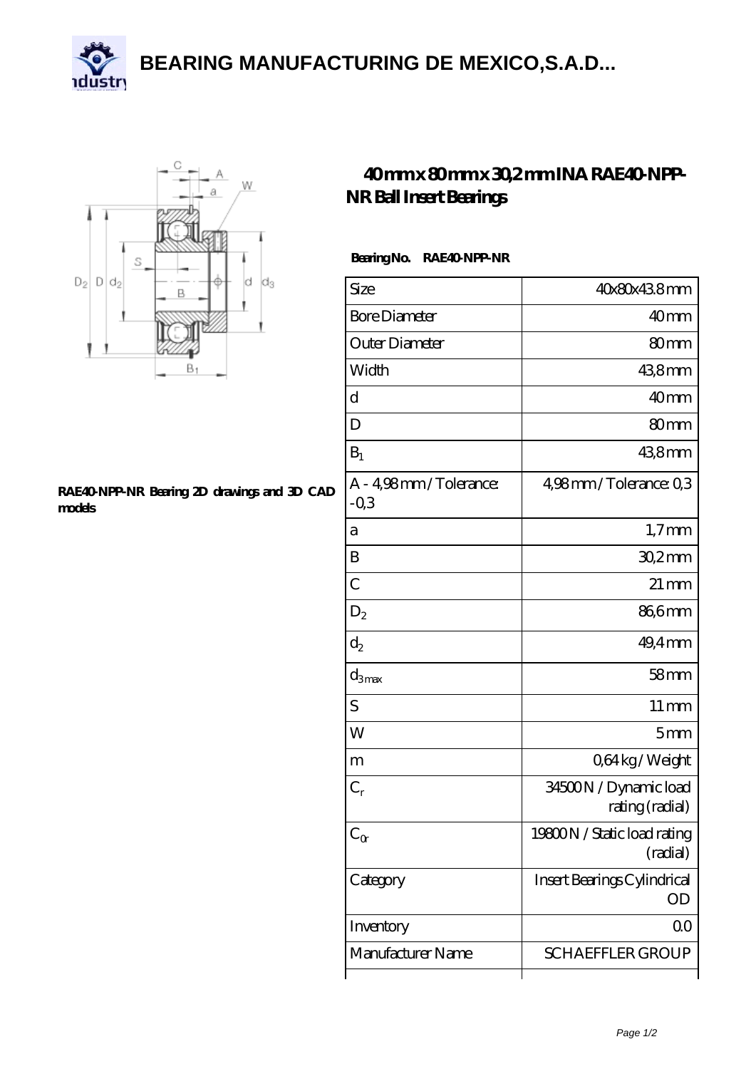# BEARING MANUFACTURING DE MEXICO,S.A.D...

RAE40-NPP-NR Bearing 2D drawings and 3D CAD models

## 40 mm x 80 mm x 30,2 mm INA RAE40-NPP-NR Ball Insert Bearings

**Bearing No. RAE40-NPP-NR**

| Size | 40x80x43.8 mm |
|---|---|
| Bore Diameter | 40 mm |
| Outer Diameter | 80 mm |
| Width | 43,8 mm |
| d | 40 mm |
| D | 80 mm |
| $B_1$ | 43,8 mm |
| A - 4,98 mm / Tolerance: -0,3 | 4,98 mm / Tolerance: 0,3 |
| a | 1,7 mm |
| B | 30,2 mm |
| C | 21 mm |
| $D_2$ | 86,6 mm |
| $d_2$ | 49,4 mm |
| $d_{3max}$ | 58 mm |
| S | 11 mm |
| W | 5 mm |
| m | 0,64 kg / Weight |
| $C_r$ | 34500 N / Dynamic load rating (radial) |
| $C_{0r}$ | 19800 N / Static load rating (radial) |
| Category | Insert Bearings Cylindrical OD |
| Inventory | 0.0 |
| Manufacturer Name | SCHAEFFLER GROUP |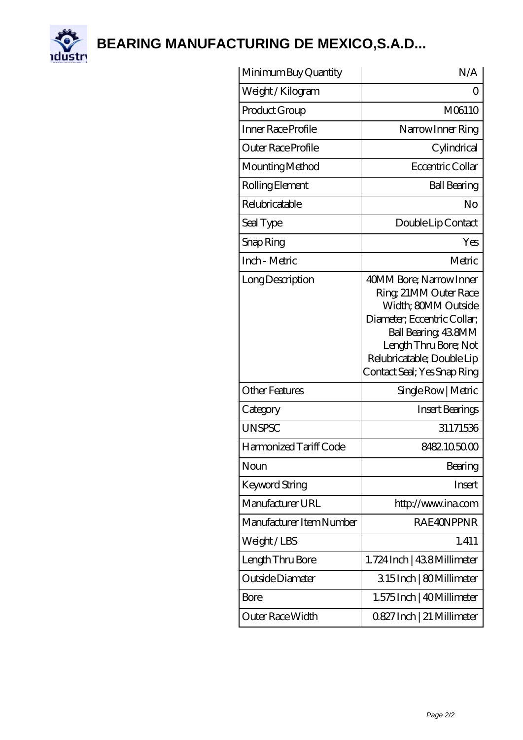# BEARING MANUFACTURING DE MEXICO,S.A.D...

| | |
|---|---|
| Minimum Buy Quantity | N/A |
| Weight / Kilogram | 0 |
| Product Group | M06110 |
| Inner Race Profile | Narrow Inner Ring |
| Outer Race Profile | Cylindrical |
| Mounting Method | Eccentric Collar |
| Rolling Element | Ball Bearing |
| Relubricatable | No |
| Seal Type | Double Lip Contact |
| Snap Ring | Yes |
| Inch - Metric | Metric |
| Long Description | 40MM Bore; Narrow Inner Ring; 21MM Outer Race Width; 80MM Outside Diameter; Eccentric Collar; Ball Bearing; 43.8MM Length Thru Bore; Not Relubricatable; Double Lip Contact Seal; Yes Snap Ring |
| Other Features | Single Row \| Metric |
| Category | Insert Bearings |
| UNSPSC | 31171536 |
| Harmonized Tariff Code | 8482.10.50.00 |
| Noun | Bearing |
| Keyword String | Insert |
| Manufacturer URL | http://www.ina.com |
| Manufacturer Item Number | RAE40NPPNR |
| Weight / LBS | 1.411 |
| Length Thru Bore | 1.724 Inch \| 43.8 Millimeter |
| Outside Diameter | 3.15 Inch \| 80 Millimeter |
| Bore | 1.575 Inch \| 40 Millimeter |
| Outer Race Width | 0.827 Inch \| 21 Millimeter |